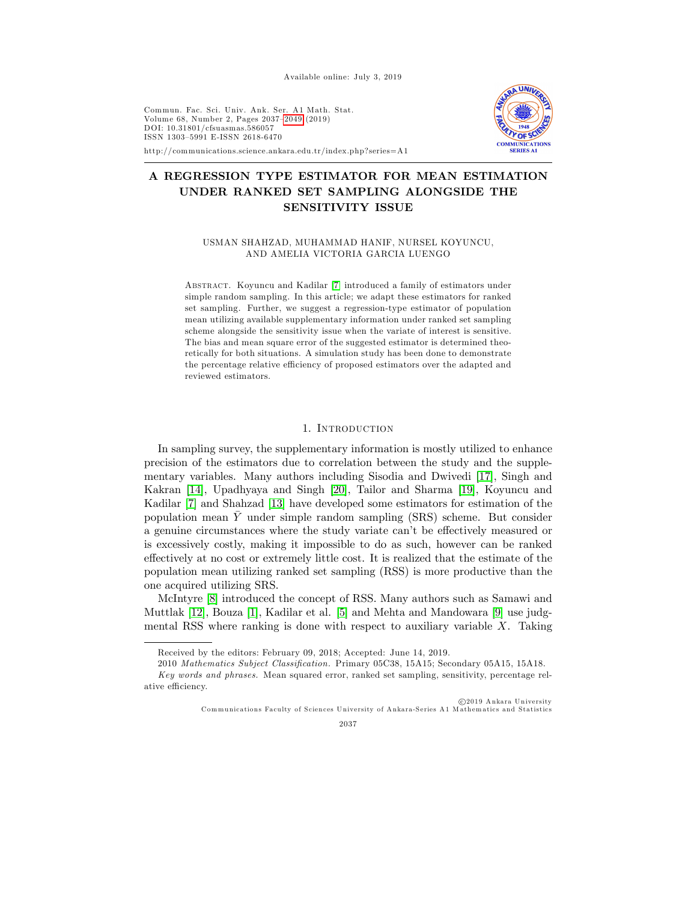# A REGRESSION TYPE ESTIMATOR FOR MEAN ESTIMATION UNDER RANKED SET SAMPLING ALONGSIDE THE SENSITIVITY ISSUE

USMAN SHAHZAD, MUHAMMAD HANIF, NURSEL KOYUNCU, AND AMELIA VICTORIA GARCIA LUENGO

Abstract. Koyuncu and Kadilar [7] introduced a family of estimators under simple random sampling. In this article; we adapt these estimators for ranked set sampling. Further, we suggest a regression-type estimator of population mean utilizing available supplementary information under ranked set sampling scheme alongside the sensitivity issue when the variate of interest is sensitive. The bias and mean square error of the suggested estimator is determined theoretically for both situations. A simulation study has been done to demonstrate the percentage relative efficiency of proposed estimators over the adapted and reviewed estimators.

## 1. Introduction

In sampling survey, the supplementary information is mostly utilized to enhance precision of the estimators due to correlation between the study and the supplementary variables. Many authors including Sisodia and Dwivedi [17], Singh and Kakran [14], Upadhyaya and Singh [20], Tailor and Sharma [19], Koyuncu and Kadilar [7] and Shahzad [13] have developed some estimators for estimation of the population mean $\bar{Y}$ under simple random sampling (SRS) scheme. But consider a genuine circumstances where the study variate can't be effectively measured or is excessively costly, making it impossible to do as such, however can be ranked effectively at no cost or extremely little cost. It is realized that the estimate of the population mean utilizing ranked set sampling (RSS) is more productive than the one acquired utilizing SRS.

McIntyre [8] introduced the concept of RSS. Many authors such as Samawi and Muttlak [12], Bouza [1], Kadilar et al. [5] and Mehta and Mandowara [9] use judgmental RSS where ranking is done with respect to auxiliary variable $X$. Taking

Received by the editors: February 09, 2018; Accepted: June 14, 2019.

2010 *Mathematics Subject Classification.* Primary 05C38, 15A15; Secondary 05A15, 15A18.

*Key words and phrases.* Mean squared error, ranked set sampling, sensitivity, percentage relative efficiency.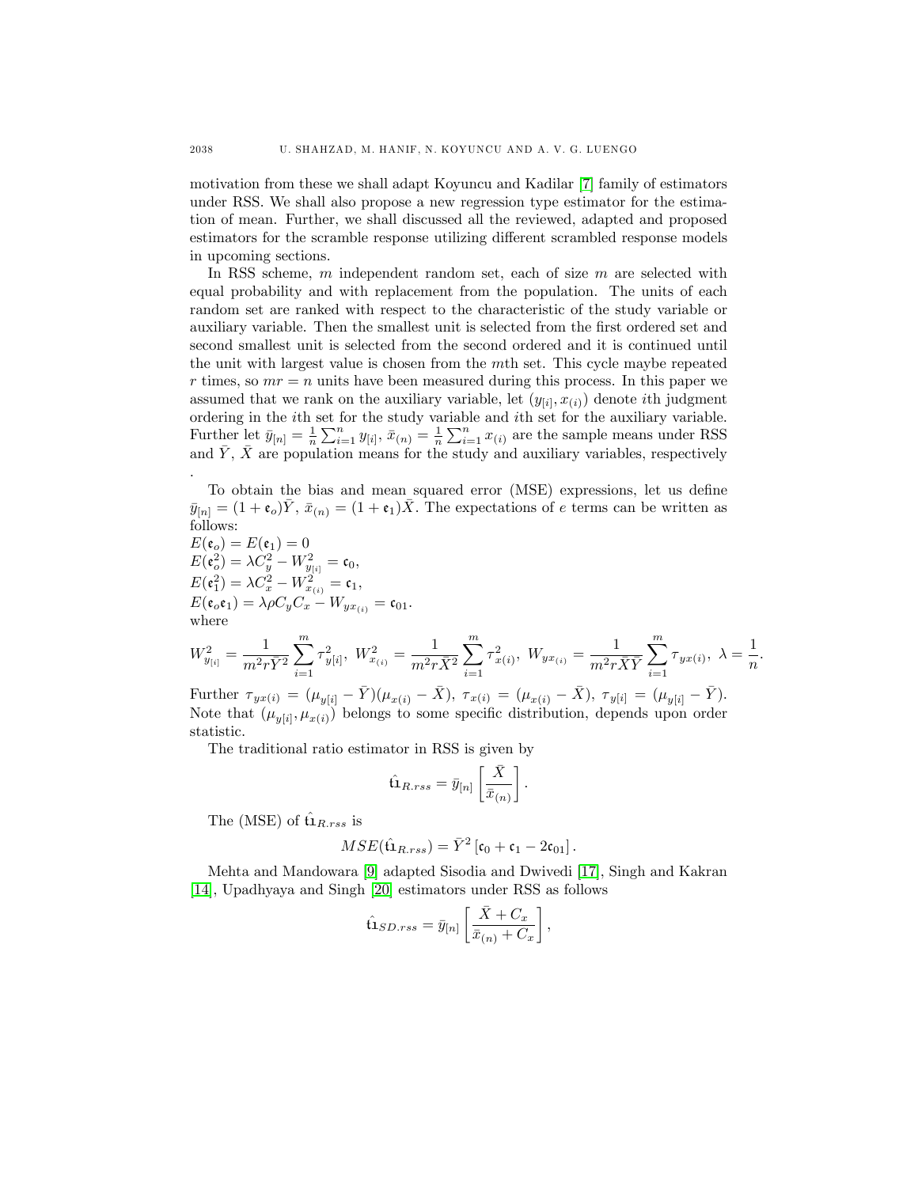motivation from these we shall adapt Koyuncu and Kadilar [7] family of estimators under RSS. We shall also propose a new regression type estimator for the estimation of mean. Further, we shall discussed all the reviewed, adapted and proposed estimators for the scramble response utilizing different scrambled response models in upcoming sections.

In RSS scheme, $m$ independent random set, each of size $m$ are selected with equal probability and with replacement from the population. The units of each random set are ranked with respect to the characteristic of the study variable or auxiliary variable. Then the smallest unit is selected from the first ordered set and second smallest unit is selected from the second ordered and it is continued until the unit with largest value is chosen from the $m$th set. This cycle maybe repeated $r$ times, so $mr = n$ units have been measured during this process. In this paper we assumed that we rank on the auxiliary variable, let $(y_{[i]}, x_{(i)})$ denote $i$th judgment ordering in the $i$th set for the study variable and $i$th set for the auxiliary variable. Further let $\bar{y}_{[n]} = \frac{1}{n}\sum_{i=1}^{n} y_{[i]}$, $\bar{x}_{(n)} = \frac{1}{n}\sum_{i=1}^{n} x_{(i)}$ are the sample means under RSS and $\bar{Y}$, $\bar{X}$ are population means for the study and auxiliary variables, respectively .

To obtain the bias and mean squared error (MSE) expressions, let us define $\bar{y}_{[n]} = (1 + \mathfrak{e}_o)\bar{Y}$, $\bar{x}_{(n)} = (1 + \mathfrak{e}_1)\bar{X}$. The expectations of $e$ terms can be written as follows:

$E(\mathfrak{e}_o) = E(\mathfrak{e}_1) = 0$

$E(\mathfrak{e}_o^2) = \lambda C_y^2 - W^2_{y_{[i]}} = \mathfrak{c}_0,$

$E(\mathfrak{e}_1^2) = \lambda C_x^2 - W^2_{x_{(i)}} = \mathfrak{c}_1,$

$E(\mathfrak{e}_o\mathfrak{e}_1) = \lambda \rho C_y C_x - W_{yx_{(i)}} = \mathfrak{c}_{01}.$

where

$$W^2_{y_{[i]}} = \frac{1}{m^2 r \bar{Y}^2}\sum_{i=1}^{m} \tau^2_{y[i]},\ W^2_{x_{(i)}} = \frac{1}{m^2 r \bar{X}^2}\sum_{i=1}^{m} \tau^2_{x(i)},\ W_{yx_{(i)}} = \frac{1}{m^2 r \bar{X}\bar{Y}}\sum_{i=1}^{m} \tau_{yx(i)},\ \lambda = \frac{1}{n}.$$

Further $\tau_{yx(i)} = (\mu_{y[i]} - \bar{Y})(\mu_{x(i)} - \bar{X})$, $\tau_{x(i)} = (\mu_{x(i)} - \bar{X})$, $\tau_{y[i]} = (\mu_{y[i]} - \bar{Y})$. Note that $(\mu_{y[i]}, \mu_{x(i)})$ belongs to some specific distribution, depends upon order statistic.

The traditional ratio estimator in RSS is given by

$$\hat{\mathfrak{t}}_{R.rss} = \bar{y}_{[n]}\left[\frac{\bar{X}}{\bar{x}_{(n)}}\right].$$

The (MSE) of $\hat{\mathfrak{t}}_{R.rss}$ is

$$MSE(\hat{\mathfrak{t}}_{R.rss}) = \bar{Y}^2\left[\mathfrak{c}_0 + \mathfrak{c}_1 - 2\mathfrak{c}_{01}\right].$$

Mehta and Mandowara [9] adapted Sisodia and Dwivedi [17], Singh and Kakran [14], Upadhyaya and Singh [20] estimators under RSS as follows

$$\hat{\mathfrak{t}}_{SD.rss} = \bar{y}_{[n]}\left[\frac{\bar{X} + C_x}{\bar{x}_{(n)} + C_x}\right],$$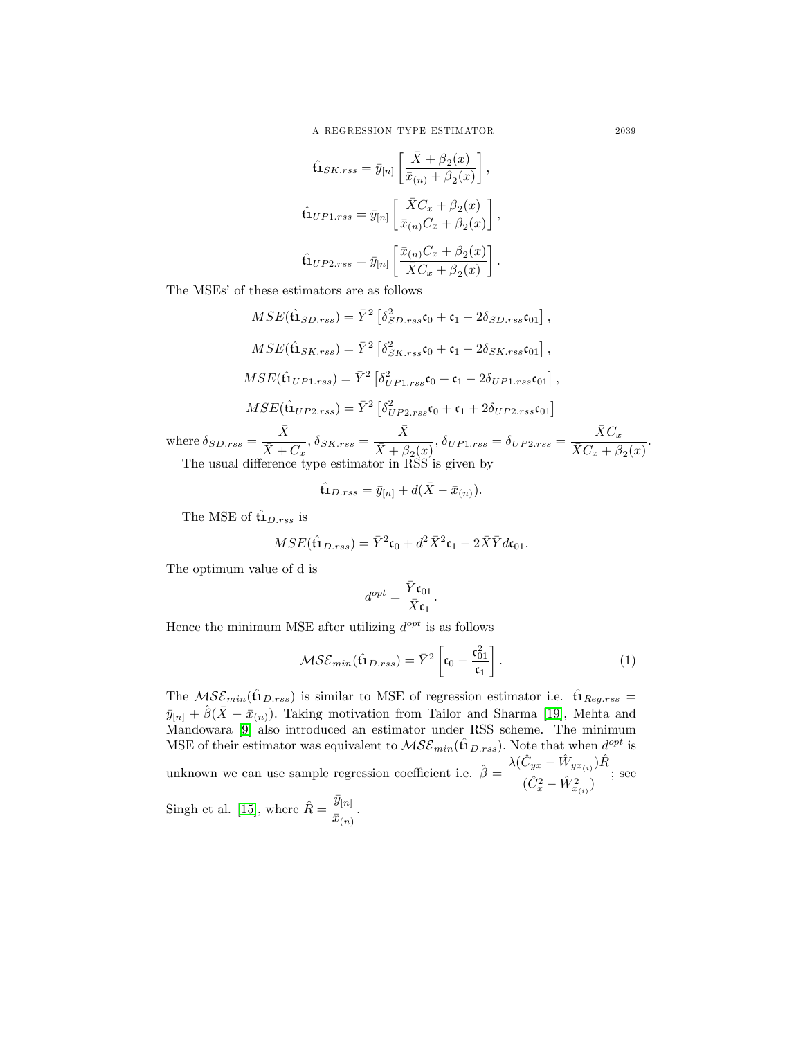$$\hat{\mathfrak{t}}_{SK.rss} = \bar{y}_{[n]} \left[ \frac{\bar{X} + \beta_2(x)}{\bar{x}_{(n)} + \beta_2(x)} \right],$$

$$\hat{\mathfrak{t}}_{UP1.rss} = \bar{y}_{[n]} \left[ \frac{\bar{X} C_x + \beta_2(x)}{\bar{x}_{(n)} C_x + \beta_2(x)} \right],$$

$$\hat{\mathfrak{t}}_{UP2.rss} = \bar{y}_{[n]} \left[ \frac{\bar{x}_{(n)} C_x + \beta_2(x)}{\bar{X} C_x + \beta_2(x)} \right].$$

The MSEs' of these estimators are as follows

$$MSE(\hat{\mathfrak{t}}_{SD.rss}) = \bar{Y}^2 \left[ \delta^2_{SD.rss} \mathfrak{c}_0 + \mathfrak{c}_1 - 2\delta_{SD.rss} \mathfrak{c}_{01} \right],$$

$$MSE(\hat{\mathfrak{t}}_{SK.rss}) = \bar{Y}^2 \left[ \delta^2_{SK.rss} \mathfrak{c}_0 + \mathfrak{c}_1 - 2\delta_{SK.rss} \mathfrak{c}_{01} \right],$$

$$MSE(\hat{\mathfrak{t}}_{UP1.rss}) = \bar{Y}^2 \left[ \delta^2_{UP1.rss} \mathfrak{c}_0 + \mathfrak{c}_1 - 2\delta_{UP1.rss} \mathfrak{c}_{01} \right],$$

$$MSE(\hat{\mathfrak{t}}_{UP2.rss}) = \bar{Y}^2 \left[ \delta^2_{UP2.rss} \mathfrak{c}_0 + \mathfrak{c}_1 + 2\delta_{UP2.rss} \mathfrak{c}_{01} \right]$$

where $\delta_{SD.rss} = \dfrac{\bar{X}}{\bar{X} + C_x}$, $\delta_{SK.rss} = \dfrac{\bar{X}}{\bar{X} + \beta_2(x)}$, $\delta_{UP1.rss} = \delta_{UP2.rss} = \dfrac{\bar{X} C_x}{\bar{X} C_x + \beta_2(x)}$.

The usual difference type estimator in RSS is given by

$$\hat{\mathfrak{t}}_{D.rss} = \bar{y}_{[n]} + d(\bar{X} - \bar{x}_{(n)}).$$

The MSE of $\hat{\mathfrak{t}}_{D.rss}$ is

$$MSE(\hat{\mathfrak{t}}_{D.rss}) = \bar{Y}^2 \mathfrak{c}_0 + d^2 \bar{X}^2 \mathfrak{c}_1 - 2\bar{X}\bar{Y} d \mathfrak{c}_{01}.$$

The optimum value of d is

$$d^{opt} = \frac{\bar{Y} \mathfrak{c}_{01}}{\bar{X} \mathfrak{c}_1}.$$

Hence the minimum MSE after utilizing $d^{opt}$ is as follows

$$\mathcal{MSE}_{min}(\hat{\mathfrak{t}}_{D.rss}) = \bar{Y}^2 \left[ \mathfrak{c}_0 - \frac{\mathfrak{c}^2_{01}}{\mathfrak{c}_1} \right]. \tag{1}$$

The $\mathcal{MSE}_{min}(\hat{\mathfrak{t}}_{D.rss})$ is similar to MSE of regression estimator i.e. $\hat{\mathfrak{t}}_{Reg.rss} = \bar{y}_{[n]} + \hat{\beta}(\bar{X} - \bar{x}_{(n)})$. Taking motivation from Tailor and Sharma [19], Mehta and Mandowara [9] also introduced an estimator under RSS scheme. The minimum MSE of their estimator was equivalent to $\mathcal{MSE}_{min}(\hat{\mathfrak{t}}_{D.rss})$. Note that when $d^{opt}$ is unknown we can use sample regression coefficient i.e. $\hat{\beta} = \dfrac{\lambda(\hat{C}_{yx} - \hat{W}_{yx_{(i)}})\hat{R}}{(\hat{C}^2_x - \hat{W}^2_{x_{(i)}})}$; see Singh et al. [15], where $\hat{R} = \dfrac{\bar{y}_{[n]}}{\bar{x}_{(n)}}$.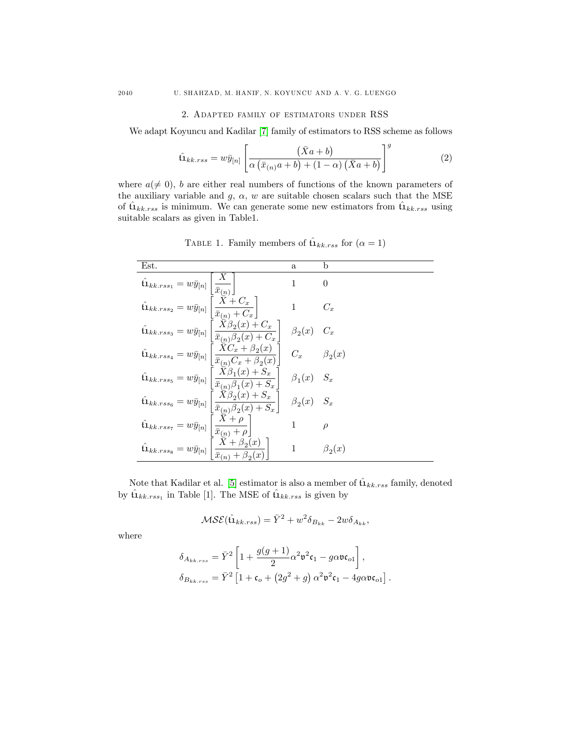## 2. Adapted family of estimators under RSS

We adapt Koyuncu and Kadilar [7] family of estimators to RSS scheme as follows

$$\hat{\mathfrak{t}}_{kk.rss} = w\bar{y}_{[n]}\left[\frac{\left(\bar{X}a+b\right)}{\alpha\left(\bar{x}_{(n)}a+b\right)+(1-\alpha)\left(\bar{X}a+b\right)}\right]^{g} \tag{2}$$

where $a(\neq 0)$, $b$ are either real numbers of functions of the known parameters of the auxiliary variable and $g$, $\alpha$, $w$ are suitable chosen scalars such that the MSE of $\hat{\mathfrak{t}}_{kk.rss}$ is minimum. We can generate some new estimators from $\hat{\mathfrak{t}}_{kk.rss}$ using suitable scalars as given in Table1.

Table 1. Family members of $\hat{\mathfrak{t}}_{kk.rss}$ for $(\alpha = 1)$

| Est. | a | b |
|---|---|---|
| $\hat{\mathfrak{t}}_{kk.rss_1} = w\bar{y}_{[n]}\left[\dfrac{\bar{X}}{\bar{x}_{(n)}}\right]$ | $1$ | $0$ |
| $\hat{\mathfrak{t}}_{kk.rss_2} = w\bar{y}_{[n]}\left[\dfrac{\bar{X}+C_x}{\bar{x}_{(n)}+C_x}\right]$ | $1$ | $C_x$ |
| $\hat{\mathfrak{t}}_{kk.rss_3} = w\bar{y}_{[n]}\left[\dfrac{\bar{X}\beta_2(x)+C_x}{\bar{x}_{(n)}\beta_2(x)+C_x}\right]$ | $\beta_2(x)$ | $C_x$ |
| $\hat{\mathfrak{t}}_{kk.rss_4} = w\bar{y}_{[n]}\left[\dfrac{\bar{X}C_x+\beta_2(x)}{\bar{x}_{(n)}C_x+\beta_2(x)}\right]$ | $C_x$ | $\beta_2(x)$ |
| $\hat{\mathfrak{t}}_{kk.rss_5} = w\bar{y}_{[n]}\left[\dfrac{\bar{X}\beta_1(x)+S_x}{\bar{x}_{(n)}\beta_1(x)+S_x}\right]$ | $\beta_1(x)$ | $S_x$ |
| $\hat{\mathfrak{t}}_{kk.rss_6} = w\bar{y}_{[n]}\left[\dfrac{\bar{X}\beta_2(x)+S_x}{\bar{x}_{(n)}\beta_2(x)+S_x}\right]$ | $\beta_2(x)$ | $S_x$ |
| $\hat{\mathfrak{t}}_{kk.rss_7} = w\bar{y}_{[n]}\left[\dfrac{\bar{X}+\rho}{\bar{x}_{(n)}+\rho}\right]$ | $1$ | $\rho$ |
| $\hat{\mathfrak{t}}_{kk.rss_8} = w\bar{y}_{[n]}\left[\dfrac{\bar{X}+\beta_2(x)}{\bar{x}_{(n)}+\beta_2(x)}\right]$ | $1$ | $\beta_2(x)$ |

Note that Kadilar et al. [5] estimator is also a member of $\hat{\mathfrak{t}}_{kk.rss}$ family, denoted by $\hat{\mathfrak{t}}_{kk.rss_1}$ in Table [1]. The MSE of $\hat{\mathfrak{t}}_{kk.rss}$ is given by

$$\mathcal{MSE}(\hat{\mathfrak{t}}_{kk.rss}) = \bar{Y}^2 + w^2\delta_{B_{kk}} - 2w\delta_{A_{kk}},$$

where

$$\delta_{A_{kk.rss}} = \bar{Y}^2\left[1+\frac{g(g+1)}{2}\alpha^2\mathfrak{v}^2\mathfrak{c}_1 - g\alpha\mathfrak{v}\mathfrak{c}_{o1}\right],$$

$$\delta_{B_{kk.rss}} = \bar{Y}^2\left[1+\mathfrak{c}_o+\left(2g^2+g\right)\alpha^2\mathfrak{v}^2\mathfrak{c}_1 - 4g\alpha\mathfrak{v}\mathfrak{c}_{o1}\right].$$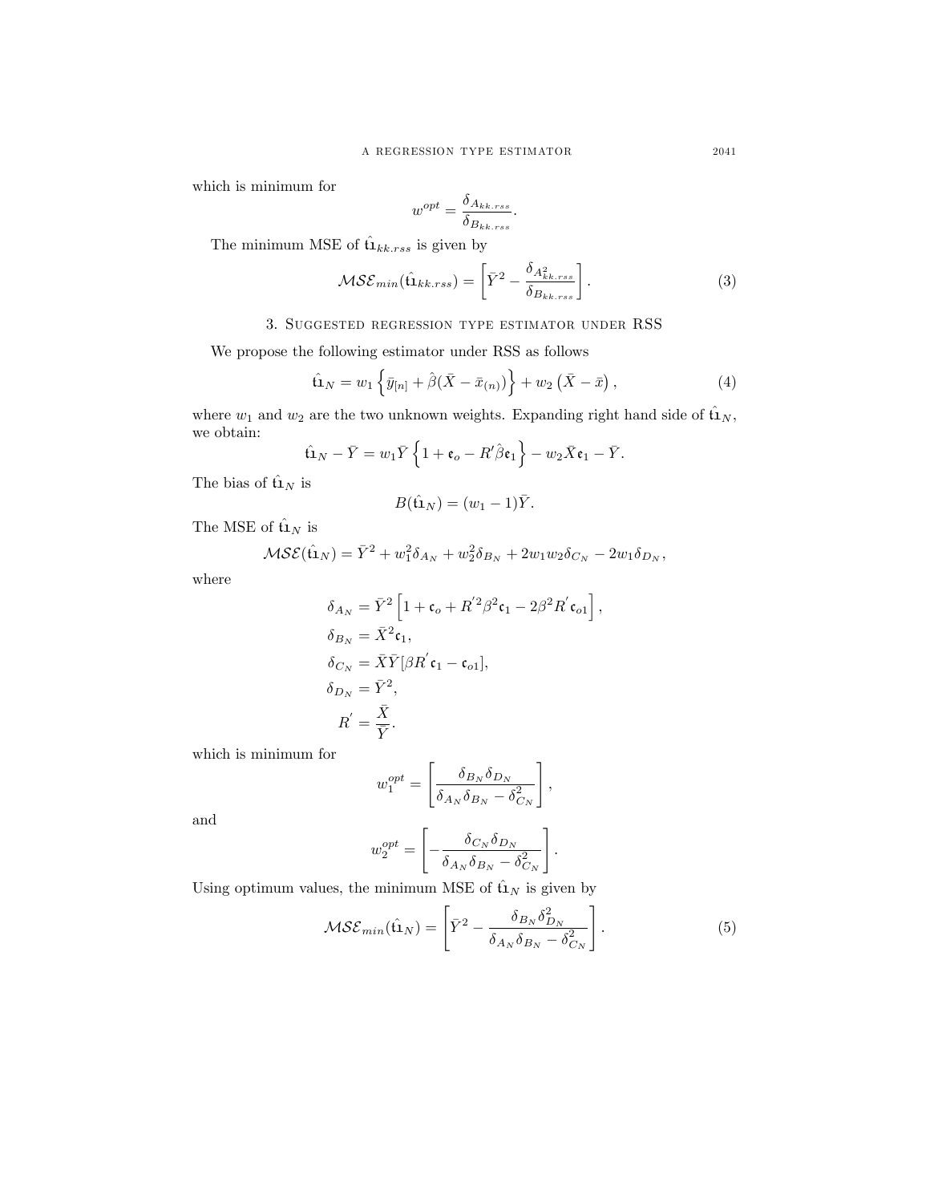which is minimum for

$$w^{opt} = \frac{\delta_{A_{kk.rss}}}{\delta_{B_{kk.rss}}}.$$

The minimum MSE of $\hat{\mathfrak{t}}_{kk.rss}$ is given by

$$\mathcal{MSE}_{min}(\hat{\mathfrak{t}}_{kk.rss}) = \left[\bar{Y}^2 - \frac{\delta_{A^2_{kk.rss}}}{\delta_{B_{kk.rss}}}\right]. \tag{3}$$

## 3. Suggested regression type estimator under RSS

We propose the following estimator under RSS as follows

$$\hat{\mathfrak{t}}_N = w_1 \left\{ \bar{y}_{[n]} + \hat{\beta}(\bar{X} - \bar{x}_{(n)}) \right\} + w_2 \left(\bar{X} - \bar{x}\right), \tag{4}$$

where $w_1$ and $w_2$ are the two unknown weights. Expanding right hand side of $\hat{\mathfrak{t}}_N$, we obtain:

$$\hat{\mathfrak{t}}_N - \bar{Y} = w_1 \bar{Y} \left\{ 1 + \mathfrak{e}_o - R' \hat{\beta} \mathfrak{e}_1 \right\} - w_2 \bar{X} \mathfrak{e}_1 - \bar{Y}.$$

The bias of $\hat{\mathfrak{t}}_N$ is

$$B(\hat{\mathfrak{t}}_N) = (w_1 - 1)\bar{Y}.$$

The MSE of $\hat{\mathfrak{t}}_N$ is

$$\mathcal{MSE}(\hat{\mathfrak{t}}_N) = \bar{Y}^2 + w_1^2 \delta_{A_N} + w_2^2 \delta_{B_N} + 2 w_1 w_2 \delta_{C_N} - 2 w_1 \delta_{D_N},$$

where

$$\delta_{A_N} = \bar{Y}^2 \left[ 1 + \mathfrak{c}_o + R'^2 \beta^2 \mathfrak{c}_1 - 2\beta^2 R' \mathfrak{c}_{o1} \right],$$

$$\delta_{B_N} = \bar{X}^2 \mathfrak{c}_1,$$

$$\delta_{C_N} = \bar{X}\bar{Y}[\beta R' \mathfrak{c}_1 - \mathfrak{c}_{o1}],$$

$$\delta_{D_N} = \bar{Y}^2,$$

$$R' = \frac{\bar{X}}{\bar{Y}}.$$

which is minimum for

$$w_1^{opt} = \left[ \frac{\delta_{B_N} \delta_{D_N}}{\delta_{A_N} \delta_{B_N} - \delta^2_{C_N}} \right],$$

and

$$w_2^{opt} = \left[ -\frac{\delta_{C_N} \delta_{D_N}}{\delta_{A_N} \delta_{B_N} - \delta^2_{C_N}} \right].$$

Using optimum values, the minimum MSE of $\hat{\mathfrak{t}}_N$ is given by

$$\mathcal{MSE}_{min}(\hat{\mathfrak{t}}_N) = \left[ \bar{Y}^2 - \frac{\delta_{B_N} \delta^2_{D_N}}{\delta_{A_N} \delta_{B_N} - \delta^2_{C_N}} \right]. \tag{5}$$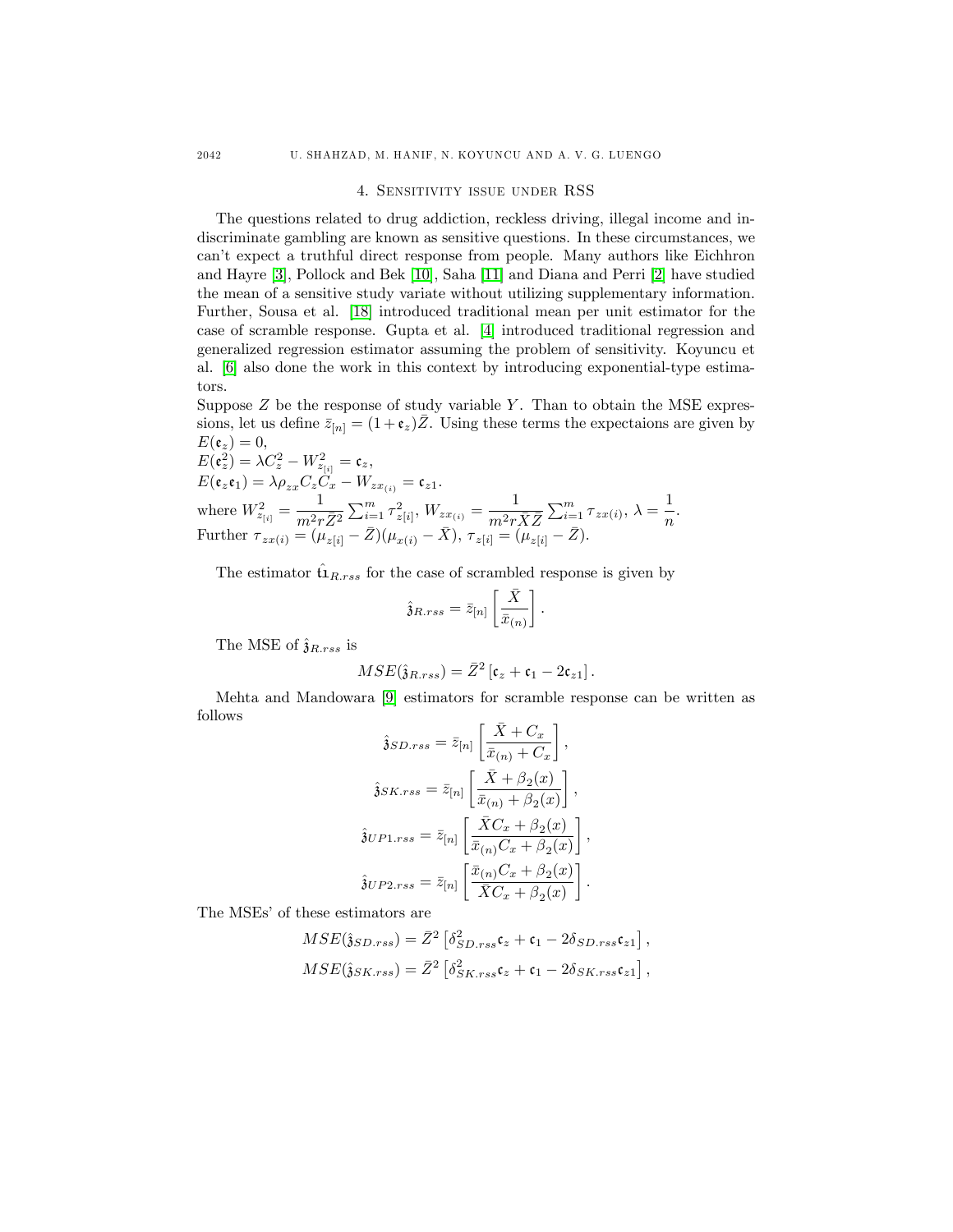## 4. Sensitivity issue under RSS

The questions related to drug addiction, reckless driving, illegal income and indiscriminate gambling are known as sensitive questions. In these circumstances, we can't expect a truthful direct response from people. Many authors like Eichhron and Hayre [3], Pollock and Bek [10], Saha [11] and Diana and Perri [2] have studied the mean of a sensitive study variate without utilizing supplementary information. Further, Sousa et al. [18] introduced traditional mean per unit estimator for the case of scramble response. Gupta et al. [4] introduced traditional regression and generalized regression estimator assuming the problem of sensitivity. Koyuncu et al. [6] also done the work in this context by introducing exponential-type estimators.

Suppose $Z$ be the response of study variable $Y$. Than to obtain the MSE expressions, let us define $\bar{z}_{[n]} = (1+\mathfrak{e}_z)\bar{Z}$. Using these terms the expectaions are given by
$E(\mathfrak{e}_z) = 0$,
$E(\mathfrak{e}_z^2) = \lambda C_z^2 - W_{z_{[i]}}^2 = \mathfrak{c}_z$,
$E(\mathfrak{e}_z\mathfrak{e}_1) = \lambda \rho_{zx} C_z C_x - W_{zx_{(i)}} = \mathfrak{c}_{z1}$.
where $W_{z_{[i]}}^2 = \dfrac{1}{m^2 r \bar{Z}^2}\sum_{i=1}^{m} \tau_{z[i]}^2$, $W_{zx_{(i)}} = \dfrac{1}{m^2 r \bar{X}\bar{Z}}\sum_{i=1}^{m} \tau_{zx(i)}$, $\lambda = \dfrac{1}{n}$.
Further $\tau_{zx(i)} = (\mu_{z[i]} - \bar{Z})(\mu_{x(i)} - \bar{X})$, $\tau_{z[i]} = (\mu_{z[i]} - \bar{Z})$.

The estimator $\hat{\mathfrak{t}}_{R.rss}$ for the case of scrambled response is given by

$$\hat{\mathfrak{z}}_{R.rss} = \bar{z}_{[n]}\left[\frac{\bar{X}}{\bar{x}_{(n)}}\right].$$

The MSE of $\hat{\mathfrak{z}}_{R.rss}$ is

$$MSE(\hat{\mathfrak{z}}_{R.rss}) = \bar{Z}^2\left[\mathfrak{c}_z + \mathfrak{c}_1 - 2\mathfrak{c}_{z1}\right].$$

Mehta and Mandowara [9] estimators for scramble response can be written as follows

$$\hat{\mathfrak{z}}_{SD.rss} = \bar{z}_{[n]}\left[\frac{\bar{X}+C_x}{\bar{x}_{(n)}+C_x}\right],$$

$$\hat{\mathfrak{z}}_{SK.rss} = \bar{z}_{[n]}\left[\frac{\bar{X}+\beta_2(x)}{\bar{x}_{(n)}+\beta_2(x)}\right],$$

$$\hat{\mathfrak{z}}_{UP1.rss} = \bar{z}_{[n]}\left[\frac{\bar{X}C_x+\beta_2(x)}{\bar{x}_{(n)}C_x+\beta_2(x)}\right],$$

$$\hat{\mathfrak{z}}_{UP2.rss} = \bar{z}_{[n]}\left[\frac{\bar{x}_{(n)}C_x+\beta_2(x)}{\bar{X}C_x+\beta_2(x)}\right].$$

The MSEs' of these estimators are

$$MSE(\hat{\mathfrak{z}}_{SD.rss}) = \bar{Z}^2\left[\delta_{SD.rss}^2\mathfrak{c}_z + \mathfrak{c}_1 - 2\delta_{SD.rss}\mathfrak{c}_{z1}\right],$$

$$MSE(\hat{\mathfrak{z}}_{SK.rss}) = \bar{Z}^2\left[\delta_{SK.rss}^2\mathfrak{c}_z + \mathfrak{c}_1 - 2\delta_{SK.rss}\mathfrak{c}_{z1}\right],$$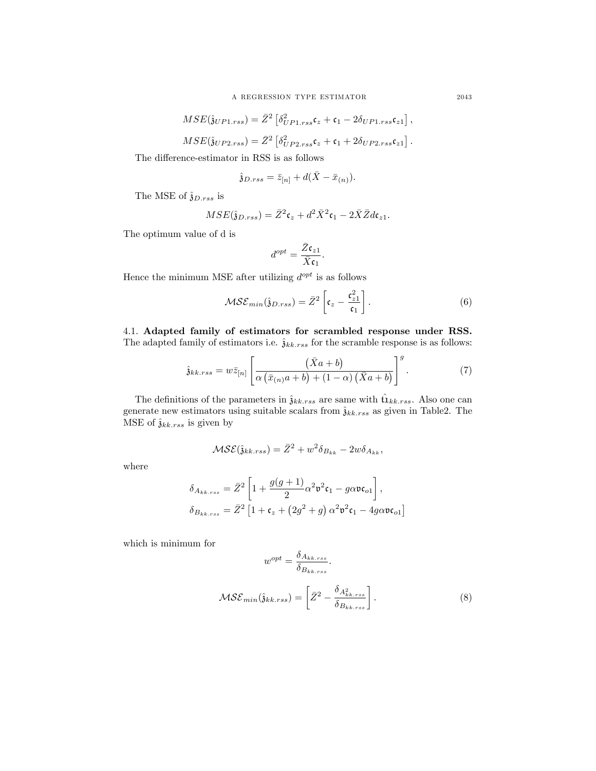$$MSE(\hat{\mathfrak{z}}_{UP1.rss}) = \bar{Z}^2 \left[\delta^2_{UP1.rss}\mathfrak{c}_z + \mathfrak{c}_1 - 2\delta_{UP1.rss}\mathfrak{c}_{z1}\right],$$

$$MSE(\hat{\mathfrak{z}}_{UP2.rss}) = \bar{Z}^2 \left[\delta^2_{UP2.rss}\mathfrak{c}_z + \mathfrak{c}_1 + 2\delta_{UP2.rss}\mathfrak{c}_{z1}\right].$$

The difference-estimator in RSS is as follows

$$\hat{\mathfrak{z}}_{D.rss} = \bar{z}_{[n]} + d(\bar{X} - \bar{x}_{(n)}).$$

The MSE of $\hat{\mathfrak{z}}_{D.rss}$ is

$$MSE(\hat{\mathfrak{z}}_{D.rss}) = \bar{Z}^2\mathfrak{c}_z + d^2\bar{X}^2\mathfrak{c}_1 - 2\bar{X}\bar{Z}d\mathfrak{c}_{z1}.$$

The optimum value of d is

$$d^{opt} = \frac{\bar{Z}\mathfrak{c}_{z1}}{\bar{X}\mathfrak{c}_1}.$$

Hence the minimum MSE after utilizing $d^{opt}$ is as follows

$$\mathcal{MSE}_{min}(\hat{\mathfrak{z}}_{D.rss}) = \bar{Z}^2\left[\mathfrak{c}_z - \frac{\mathfrak{c}^2_{z1}}{\mathfrak{c}_1}\right]. \tag{6}$$

4.1. **Adapted family of estimators for scrambled response under RSS.** The adapted family of estimators i.e. $\hat{\mathfrak{z}}_{kk.rss}$ for the scramble response is as follows:

$$\hat{\mathfrak{z}}_{kk.rss} = w\bar{z}_{[n]}\left[\frac{\left(\bar{X}a + b\right)}{\alpha\left(\bar{x}_{(n)}a + b\right) + (1-\alpha)\left(\bar{X}a + b\right)}\right]^g. \tag{7}$$

The definitions of the parameters in $\hat{\mathfrak{z}}_{kk.rss}$ are same with $\hat{\mathfrak{t}}\mathfrak{1}_{kk.rss}$. Also one can generate new estimators using suitable scalars from $\hat{\mathfrak{z}}_{kk.rss}$ as given in Table2. The MSE of $\hat{\mathfrak{z}}_{kk.rss}$ is given by

$$\mathcal{MSE}(\hat{\mathfrak{z}}_{kk.rss}) = \bar{Z}^2 + w^2\delta_{B_{kk}} - 2w\delta_{A_{kk}},$$

where

$$\delta_{A_{kk.rss}} = \bar{Z}^2\left[1 + \frac{g(g+1)}{2}\alpha^2\mathfrak{v}^2\mathfrak{c}_1 - g\alpha\mathfrak{v}\mathfrak{c}_{o1}\right],$$

$$\delta_{B_{kk.rss}} = \bar{Z}^2\left[1 + \mathfrak{c}_z + \left(2g^2 + g\right)\alpha^2\mathfrak{v}^2\mathfrak{c}_1 - 4g\alpha\mathfrak{v}\mathfrak{c}_{o1}\right]$$

which is minimum for

$$w^{opt} = \frac{\delta_{A_{kk.rss}}}{\delta_{B_{kk.rss}}}.$$

$$\mathcal{MSE}_{min}(\hat{\mathfrak{z}}_{kk.rss}) = \left[\bar{Z}^2 - \frac{\delta_{A^2_{kk.rss}}}{\delta_{B_{kk.rss}}}\right]. \tag{8}$$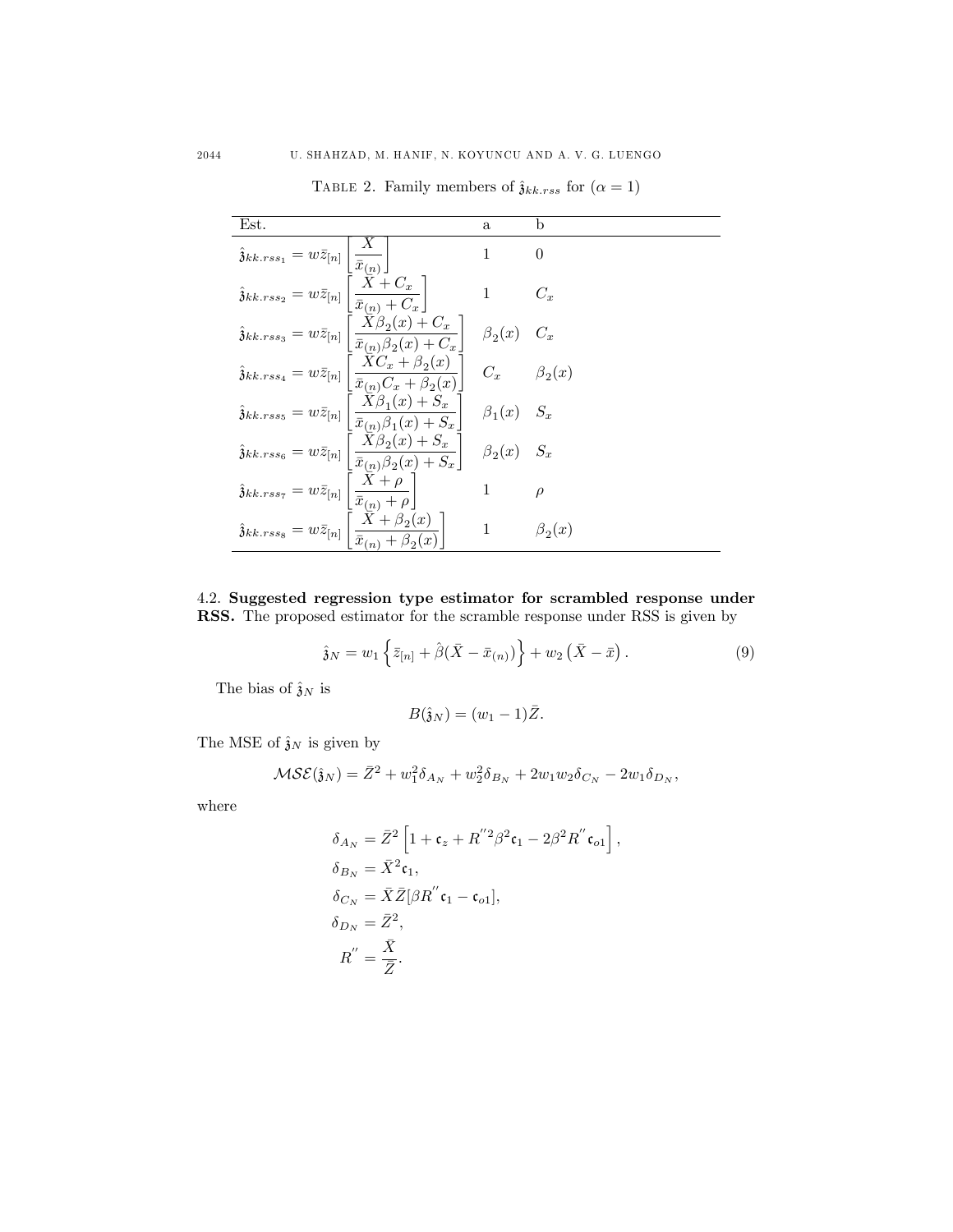TABLE 2. Family members of $\hat{\mathfrak{z}}_{kk.rss}$ for $(\alpha = 1)$

| Est. | a | b |
|---|---|---|
| $\hat{\mathfrak{z}}_{kk.rss_1} = w\bar{z}_{[n]}\left[\dfrac{\bar{X}}{\bar{x}_{(n)}}\right]$ | 1 | 0 |
| $\hat{\mathfrak{z}}_{kk.rss_2} = w\bar{z}_{[n]}\left[\dfrac{\bar{X}+C_x}{\bar{x}_{(n)}+C_x}\right]$ | 1 | $C_x$ |
| $\hat{\mathfrak{z}}_{kk.rss_3} = w\bar{z}_{[n]}\left[\dfrac{\bar{X}\beta_2(x)+C_x}{\bar{x}_{(n)}\beta_2(x)+C_x}\right]$ | $\beta_2(x)$ | $C_x$ |
| $\hat{\mathfrak{z}}_{kk.rss_4} = w\bar{z}_{[n]}\left[\dfrac{\bar{X}C_x+\beta_2(x)}{\bar{x}_{(n)}C_x+\beta_2(x)}\right]$ | $C_x$ | $\beta_2(x)$ |
| $\hat{\mathfrak{z}}_{kk.rss_5} = w\bar{z}_{[n]}\left[\dfrac{\bar{X}\beta_1(x)+S_x}{\bar{x}_{(n)}\beta_1(x)+S_x}\right]$ | $\beta_1(x)$ | $S_x$ |
| $\hat{\mathfrak{z}}_{kk.rss_6} = w\bar{z}_{[n]}\left[\dfrac{\bar{X}\beta_2(x)+S_x}{\bar{x}_{(n)}\beta_2(x)+S_x}\right]$ | $\beta_2(x)$ | $S_x$ |
| $\hat{\mathfrak{z}}_{kk.rss_7} = w\bar{z}_{[n]}\left[\dfrac{\bar{X}+\rho}{\bar{x}_{(n)}+\rho}\right]$ | 1 | $\rho$ |
| $\hat{\mathfrak{z}}_{kk.rss_8} = w\bar{z}_{[n]}\left[\dfrac{\bar{X}+\beta_2(x)}{\bar{x}_{(n)}+\beta_2(x)}\right]$ | 1 | $\beta_2(x)$ |

4.2. **Suggested regression type estimator for scrambled response under RSS.** The proposed estimator for the scramble response under RSS is given by

$$\hat{\mathfrak{z}}_N = w_1\left\{\bar{z}_{[n]} + \hat{\beta}(\bar{X} - \bar{x}_{(n)})\right\} + w_2\left(\bar{X} - \bar{x}\right). \tag{9}$$

The bias of $\hat{\mathfrak{z}}_N$ is

$$B(\hat{\mathfrak{z}}_N) = (w_1 - 1)\bar{Z}.$$

The MSE of $\hat{\mathfrak{z}}_N$ is given by

$$\mathcal{MSE}(\hat{\mathfrak{z}}_N) = \bar{Z}^2 + w_1^2\delta_{A_N} + w_2^2\delta_{B_N} + 2w_1w_2\delta_{C_N} - 2w_1\delta_{D_N},$$

where

$$\delta_{A_N} = \bar{Z}^2\left[1 + \mathfrak{c}_z + R^{''2}\beta^2\mathfrak{c}_1 - 2\beta^2R^{''}\mathfrak{c}_{o1}\right],$$

$$\delta_{B_N} = \bar{X}^2\mathfrak{c}_1,$$

$$\delta_{C_N} = \bar{X}\bar{Z}[\beta R^{''}\mathfrak{c}_1 - \mathfrak{c}_{o1}],$$

$$\delta_{D_N} = \bar{Z}^2,$$

$$R^{''} = \frac{\bar{X}}{\bar{Z}}.$$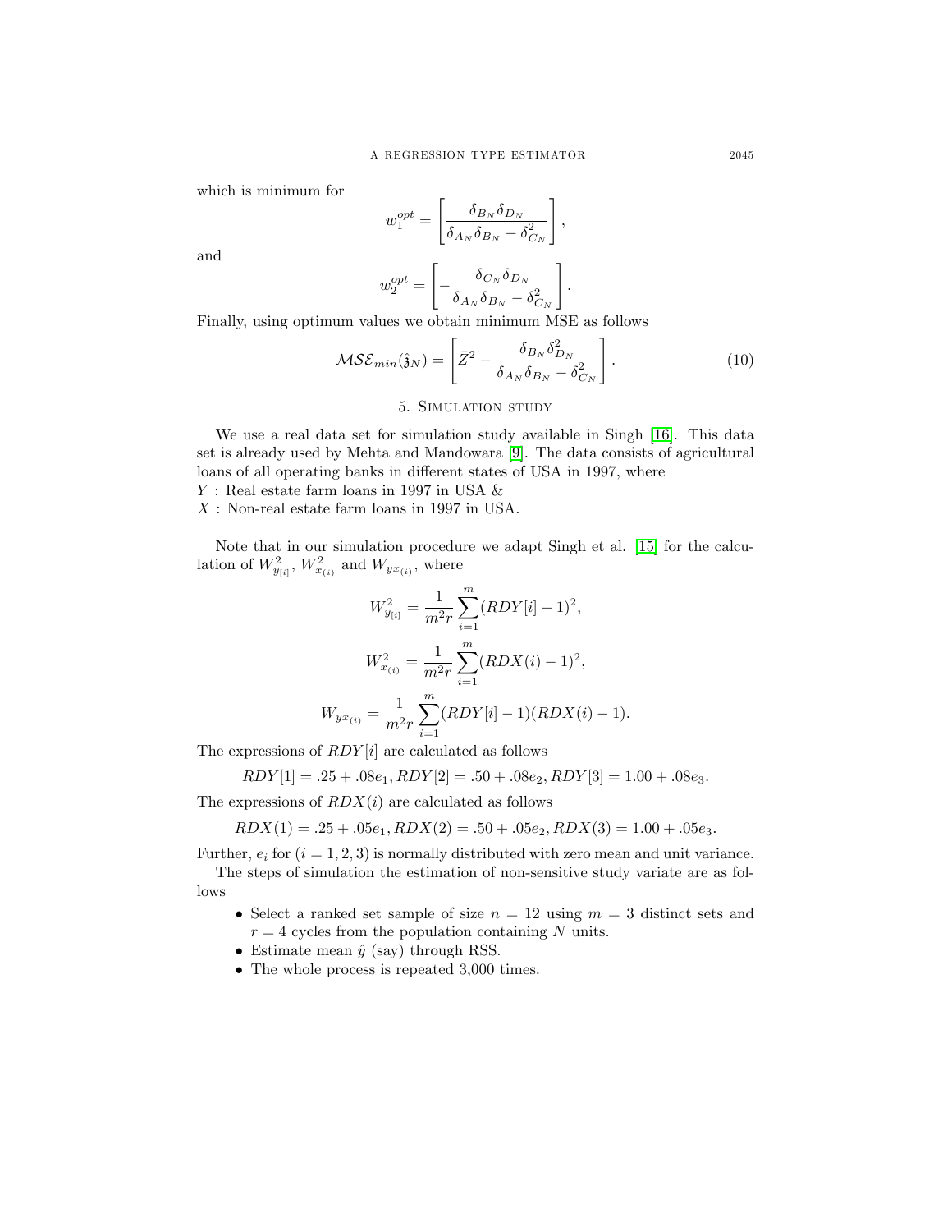which is minimum for

$$w_1^{opt} = \left[ \frac{\delta_{B_N} \delta_{D_N}}{\delta_{A_N} \delta_{B_N} - \delta_{C_N}^2} \right],$$

and

$$w_2^{opt} = \left[ -\frac{\delta_{C_N} \delta_{D_N}}{\delta_{A_N} \delta_{B_N} - \delta_{C_N}^2} \right].$$

Finally, using optimum values we obtain minimum MSE as follows

$$\mathcal{MSE}_{min}(\hat{\mathfrak{z}}_N) = \left[ \bar{Z}^2 - \frac{\delta_{B_N} \delta_{D_N}^2}{\delta_{A_N} \delta_{B_N} - \delta_{C_N}^2} \right]. \tag{10}$$

## 5. Simulation study

We use a real data set for simulation study available in Singh [16]. This data set is already used by Mehta and Mandowara [9]. The data consists of agricultural loans of all operating banks in different states of USA in 1997, where
$Y$ : Real estate farm loans in 1997 in USA &
$X$ : Non-real estate farm loans in 1997 in USA.

Note that in our simulation procedure we adapt Singh et al. [15] for the calculation of $W^2_{y_{[i]}}$, $W^2_{x_{(i)}}$ and $W_{yx_{(i)}}$, where

$$W^2_{y_{[i]}} = \frac{1}{m^2 r} \sum_{i=1}^{m} (RDY[i] - 1)^2,$$

$$W^2_{x_{(i)}} = \frac{1}{m^2 r} \sum_{i=1}^{m} (RDX(i) - 1)^2,$$

$$W_{yx_{(i)}} = \frac{1}{m^2 r} \sum_{i=1}^{m} (RDY[i] - 1)(RDX(i) - 1).$$

The expressions of $RDY[i]$ are calculated as follows

$$RDY[1] = .25 + .08e_1, RDY[2] = .50 + .08e_2, RDY[3] = 1.00 + .08e_3.$$

The expressions of $RDX(i)$ are calculated as follows

$$RDX(1) = .25 + .05e_1, RDX(2) = .50 + .05e_2, RDX(3) = 1.00 + .05e_3.$$

Further, $e_i$ for $(i = 1, 2, 3)$ is normally distributed with zero mean and unit variance.

The steps of simulation the estimation of non-sensitive study variate are as follows

- Select a ranked set sample of size $n = 12$ using $m = 3$ distinct sets and $r = 4$ cycles from the population containing $N$ units.
- Estimate mean $\hat{y}$ (say) through RSS.
- The whole process is repeated 3,000 times.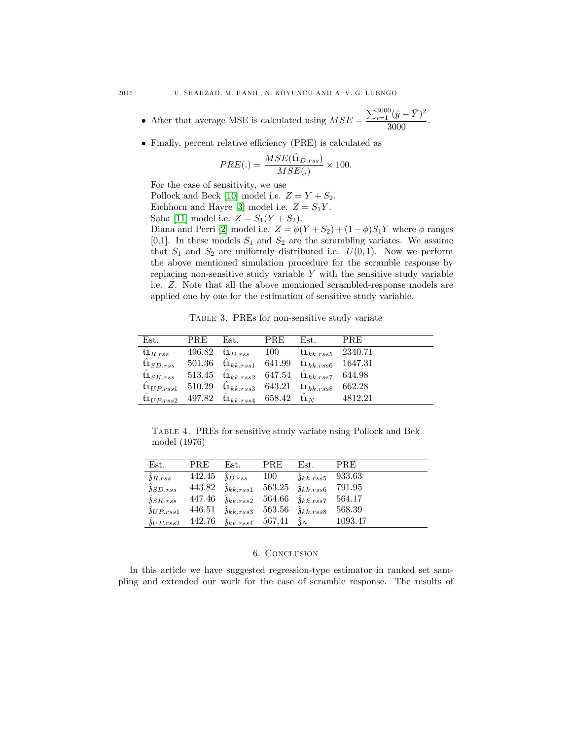- After that average MSE is calculated using $MSE = \dfrac{\sum_{i=1}^{3000}(\hat{y} - \bar{Y})^2}{3000}$.

- Finally, percent relative efficiency (PRE) is calculated as

$$PRE(.) = \frac{MSE(\hat{\mathfrak{t}}_{D.rss})}{MSE(.)} \times 100.$$

For the case of sensitivity, we use
Pollock and Beck [10] model i.e. $Z = Y + S_2$.
Eichhorn and Hayre [3] model i.e. $Z = S_1 Y$.
Saha [11] model i.e. $Z = S_1(Y + S_2)$.
Diana and Perri [2] model i.e. $Z = \phi(Y + S_2) + (1 - \phi)S_1 Y$ where $\phi$ ranges [0,1]. In these models $S_1$ and $S_2$ are the scrambling variates. We assume that $S_1$ and $S_2$ are uniformly distributed i.e. $U(0,1)$. Now we perform the above mentioned simulation procedure for the scramble response by replacing non-sensitive study variable $Y$ with the sensitive study variable i.e. $Z$. Note that all the above mentioned scrambled-response models are applied one by one for the estimation of sensitive study variable.

Table 3. PREs for non-sensitive study variate

| Est. | PRE | Est. | PRE | Est. | PRE |
|---|---|---|---|---|---|
| $\hat{\mathfrak{t}}_{R.rss}$ | 496.82 | $\hat{\mathfrak{t}}_{D.rss}$ | 100 | $\hat{\mathfrak{t}}_{kk.rss5}$ | 2340.71 |
| $\hat{\mathfrak{t}}_{SD.rss}$ | 501.36 | $\hat{\mathfrak{t}}_{kk.rss1}$ | 641.99 | $\hat{\mathfrak{t}}_{kk.rss6}$ | 1647.31 |
| $\hat{\mathfrak{t}}_{SK.rss}$ | 513.45 | $\hat{\mathfrak{t}}_{kk.rss2}$ | 647.54 | $\hat{\mathfrak{t}}_{kk.rss7}$ | 644.98 |
| $\hat{\mathfrak{t}}_{UP.rss1}$ | 510.29 | $\hat{\mathfrak{t}}_{kk.rss3}$ | 643.21 | $\hat{\mathfrak{t}}_{kk.rss8}$ | 662.28 |
| $\hat{\mathfrak{t}}_{UP.rss2}$ | 497.82 | $\hat{\mathfrak{t}}_{kk.rss4}$ | 658.42 | $\hat{\mathfrak{t}}_{N}$ | 4812.21 |

Table 4. PREs for sensitive study variate using Pollock and Bek model (1976)

| Est. | PRE | Est. | PRE | Est. | PRE |
|---|---|---|---|---|---|
| $\hat{\mathfrak{z}}_{R.rss}$ | 442.45 | $\hat{\mathfrak{z}}_{D.rss}$ | 100 | $\hat{\mathfrak{z}}_{kk.rss5}$ | 933.63 |
| $\hat{\mathfrak{z}}_{SD.rss}$ | 443.82 | $\hat{\mathfrak{z}}_{kk.rss1}$ | 563.25 | $\hat{\mathfrak{z}}_{kk.rss6}$ | 791.95 |
| $\hat{\mathfrak{z}}_{SK.rss}$ | 447.46 | $\hat{\mathfrak{z}}_{kk.rss2}$ | 564.66 | $\hat{\mathfrak{z}}_{kk.rss7}$ | 564.17 |
| $\hat{\mathfrak{z}}_{UP.rss1}$ | 446.51 | $\hat{\mathfrak{z}}_{kk.rss3}$ | 563.56 | $\hat{\mathfrak{z}}_{kk.rss8}$ | 568.39 |
| $\hat{\mathfrak{z}}_{UP.rss2}$ | 442.76 | $\hat{\mathfrak{z}}_{kk.rss4}$ | 567.41 | $\hat{\mathfrak{z}}_{N}$ | 1093.47 |

## 6. Conclusion

In this article we have suggested regression-type estimator in ranked set sampling and extended our work for the case of scramble response. The results of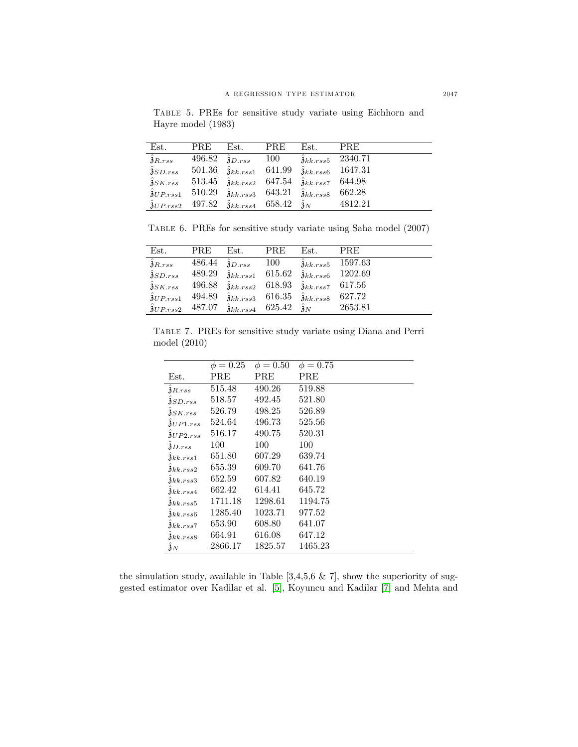Table 5. PREs for sensitive study variate using Eichhorn and Hayre model (1983)

| Est. | PRE | Est. | PRE | Est. | PRE |
|---|---|---|---|---|---|
| $\hat{\mathfrak{z}}_{R.rss}$ | 496.82 | $\hat{\mathfrak{z}}_{D.rss}$ | 100 | $\hat{\mathfrak{z}}_{kk.rss5}$ | 2340.71 |
| $\hat{\mathfrak{z}}_{SD.rss}$ | 501.36 | $\hat{\mathfrak{z}}_{kk.rss1}$ | 641.99 | $\hat{\mathfrak{z}}_{kk.rss6}$ | 1647.31 |
| $\hat{\mathfrak{z}}_{SK.rss}$ | 513.45 | $\hat{\mathfrak{z}}_{kk.rss2}$ | 647.54 | $\hat{\mathfrak{z}}_{kk.rss7}$ | 644.98 |
| $\hat{\mathfrak{z}}_{UP.rss1}$ | 510.29 | $\hat{\mathfrak{z}}_{kk.rss3}$ | 643.21 | $\hat{\mathfrak{z}}_{kk.rss8}$ | 662.28 |
| $\hat{\mathfrak{z}}_{UP.rss2}$ | 497.82 | $\hat{\mathfrak{z}}_{kk.rss4}$ | 658.42 | $\hat{\mathfrak{z}}_{N}$ | 4812.21 |

Table 6. PREs for sensitive study variate using Saha model (2007)

| Est. | PRE | Est. | PRE | Est. | PRE |
|---|---|---|---|---|---|
| $\hat{\mathfrak{z}}_{R.rss}$ | 486.44 | $\hat{\mathfrak{z}}_{D.rss}$ | 100 | $\hat{\mathfrak{z}}_{kk.rss5}$ | 1597.63 |
| $\hat{\mathfrak{z}}_{SD.rss}$ | 489.29 | $\hat{\mathfrak{z}}_{kk.rss1}$ | 615.62 | $\hat{\mathfrak{z}}_{kk.rss6}$ | 1202.69 |
| $\hat{\mathfrak{z}}_{SK.rss}$ | 496.88 | $\hat{\mathfrak{z}}_{kk.rss2}$ | 618.93 | $\hat{\mathfrak{z}}_{kk.rss7}$ | 617.56 |
| $\hat{\mathfrak{z}}_{UP.rss1}$ | 494.89 | $\hat{\mathfrak{z}}_{kk.rss3}$ | 616.35 | $\hat{\mathfrak{z}}_{kk.rss8}$ | 627.72 |
| $\hat{\mathfrak{z}}_{UP.rss2}$ | 487.07 | $\hat{\mathfrak{z}}_{kk.rss4}$ | 625.42 | $\hat{\mathfrak{z}}_{N}$ | 2653.81 |

Table 7. PREs for sensitive study variate using Diana and Perri model (2010)

| | $\phi = 0.25$ | $\phi = 0.50$ | $\phi = 0.75$ |
|---|---|---|---|
| Est. | PRE | PRE | PRE |
| $\hat{\mathfrak{z}}_{R.rss}$ | 515.48 | 490.26 | 519.88 |
| $\hat{\mathfrak{z}}_{SD.rss}$ | 518.57 | 492.45 | 521.80 |
| $\hat{\mathfrak{z}}_{SK.rss}$ | 526.79 | 498.25 | 526.89 |
| $\hat{\mathfrak{z}}_{UP1.rss}$ | 524.64 | 496.73 | 525.56 |
| $\hat{\mathfrak{z}}_{UP2.rss}$ | 516.17 | 490.75 | 520.31 |
| $\hat{\mathfrak{z}}_{D.rss}$ | 100 | 100 | 100 |
| $\hat{\mathfrak{z}}_{kk.rss1}$ | 651.80 | 607.29 | 639.74 |
| $\hat{\mathfrak{z}}_{kk.rss2}$ | 655.39 | 609.70 | 641.76 |
| $\hat{\mathfrak{z}}_{kk.rss3}$ | 652.59 | 607.82 | 640.19 |
| $\hat{\mathfrak{z}}_{kk.rss4}$ | 662.42 | 614.41 | 645.72 |
| $\hat{\mathfrak{z}}_{kk.rss5}$ | 1711.18 | 1298.61 | 1194.75 |
| $\hat{\mathfrak{z}}_{kk.rss6}$ | 1285.40 | 1023.71 | 977.52 |
| $\hat{\mathfrak{z}}_{kk.rss7}$ | 653.90 | 608.80 | 641.07 |
| $\hat{\mathfrak{z}}_{kk.rss8}$ | 664.91 | 616.08 | 647.12 |
| $\hat{\mathfrak{z}}_{N}$ | 2866.17 | 1825.57 | 1465.23 |

the simulation study, available in Table [3,4,5,6 & 7], show the superiority of suggested estimator over Kadilar et al. [5], Koyuncu and Kadilar [7] and Mehta and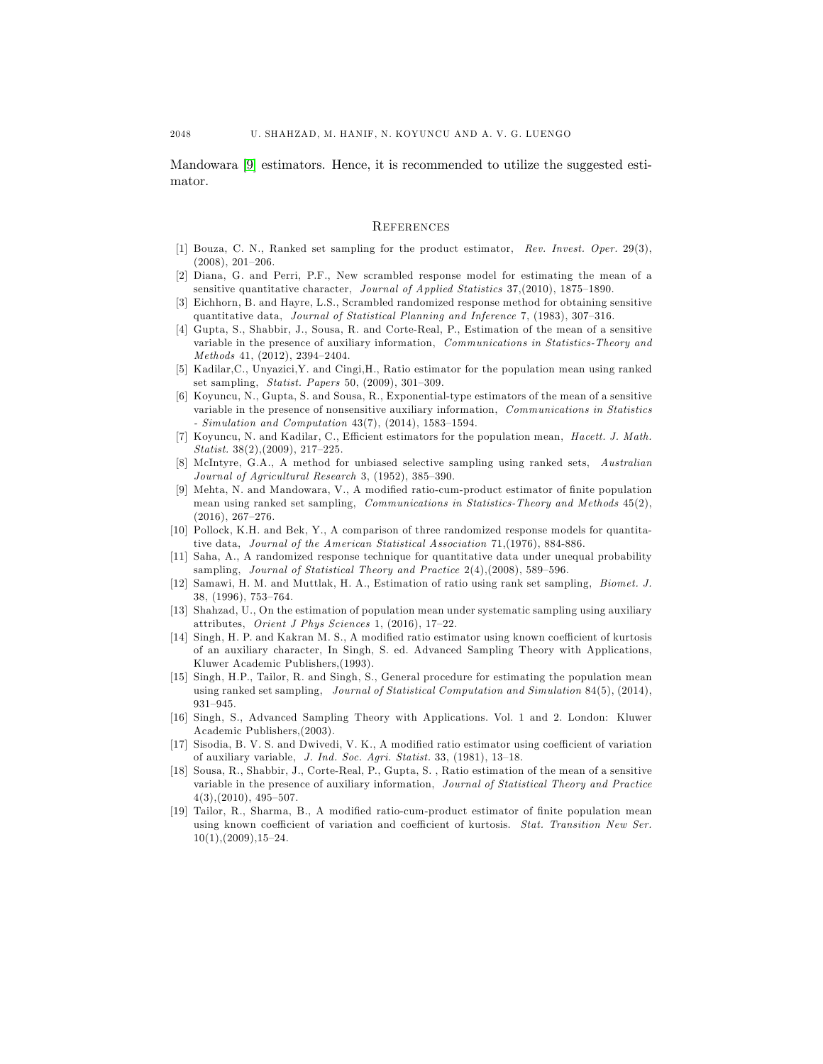Mandowara [9] estimators. Hence, it is recommended to utilize the suggested estimator.

## References

[1] Bouza, C. N., Ranked set sampling for the product estimator, *Rev. Invest. Oper.* 29(3), (2008), 201–206.

[2] Diana, G. and Perri, P.F., New scrambled response model for estimating the mean of a sensitive quantitative character, *Journal of Applied Statistics* 37,(2010), 1875–1890.

[3] Eichhorn, B. and Hayre, L.S., Scrambled randomized response method for obtaining sensitive quantitative data, *Journal of Statistical Planning and Inference* 7, (1983), 307–316.

[4] Gupta, S., Shabbir, J., Sousa, R. and Corte-Real, P., Estimation of the mean of a sensitive variable in the presence of auxiliary information, *Communications in Statistics-Theory and Methods* 41, (2012), 2394–2404.

[5] Kadilar,C., Unyazici,Y. and Cingi,H., Ratio estimator for the population mean using ranked set sampling, *Statist. Papers* 50, (2009), 301–309.

[6] Koyuncu, N., Gupta, S. and Sousa, R., Exponential-type estimators of the mean of a sensitive variable in the presence of nonsensitive auxiliary information, *Communications in Statistics - Simulation and Computation* 43(7), (2014), 1583–1594.

[7] Koyuncu, N. and Kadilar, C., Efficient estimators for the population mean, *Hacett. J. Math. Statist.* 38(2),(2009), 217–225.

[8] McIntyre, G.A., A method for unbiased selective sampling using ranked sets, *Australian Journal of Agricultural Research* 3, (1952), 385–390.

[9] Mehta, N. and Mandowara, V., A modified ratio-cum-product estimator of finite population mean using ranked set sampling, *Communications in Statistics-Theory and Methods* 45(2), (2016), 267–276.

[10] Pollock, K.H. and Bek, Y., A comparison of three randomized response models for quantitative data, *Journal of the American Statistical Association* 71,(1976), 884-886.

[11] Saha, A., A randomized response technique for quantitative data under unequal probability sampling, *Journal of Statistical Theory and Practice* 2(4),(2008), 589–596.

[12] Samawi, H. M. and Muttlak, H. A., Estimation of ratio using rank set sampling, *Biomet. J.* 38, (1996), 753–764.

[13] Shahzad, U., On the estimation of population mean under systematic sampling using auxiliary attributes, *Orient J Phys Sciences* 1, (2016), 17–22.

[14] Singh, H. P. and Kakran M. S., A modified ratio estimator using known coefficient of kurtosis of an auxiliary character, In Singh, S. ed. Advanced Sampling Theory with Applications, Kluwer Academic Publishers,(1993).

[15] Singh, H.P., Tailor, R. and Singh, S., General procedure for estimating the population mean using ranked set sampling, *Journal of Statistical Computation and Simulation* 84(5), (2014), 931–945.

[16] Singh, S., Advanced Sampling Theory with Applications. Vol. 1 and 2. London: Kluwer Academic Publishers,(2003).

[17] Sisodia, B. V. S. and Dwivedi, V. K., A modified ratio estimator using coefficient of variation of auxiliary variable, *J. Ind. Soc. Agri. Statist.* 33, (1981), 13–18.

[18] Sousa, R., Shabbir, J., Corte-Real, P., Gupta, S. , Ratio estimation of the mean of a sensitive variable in the presence of auxiliary information, *Journal of Statistical Theory and Practice* 4(3),(2010), 495–507.

[19] Tailor, R., Sharma, B., A modified ratio-cum-product estimator of finite population mean using known coefficient of variation and coefficient of kurtosis. *Stat. Transition New Ser.* 10(1),(2009),15–24.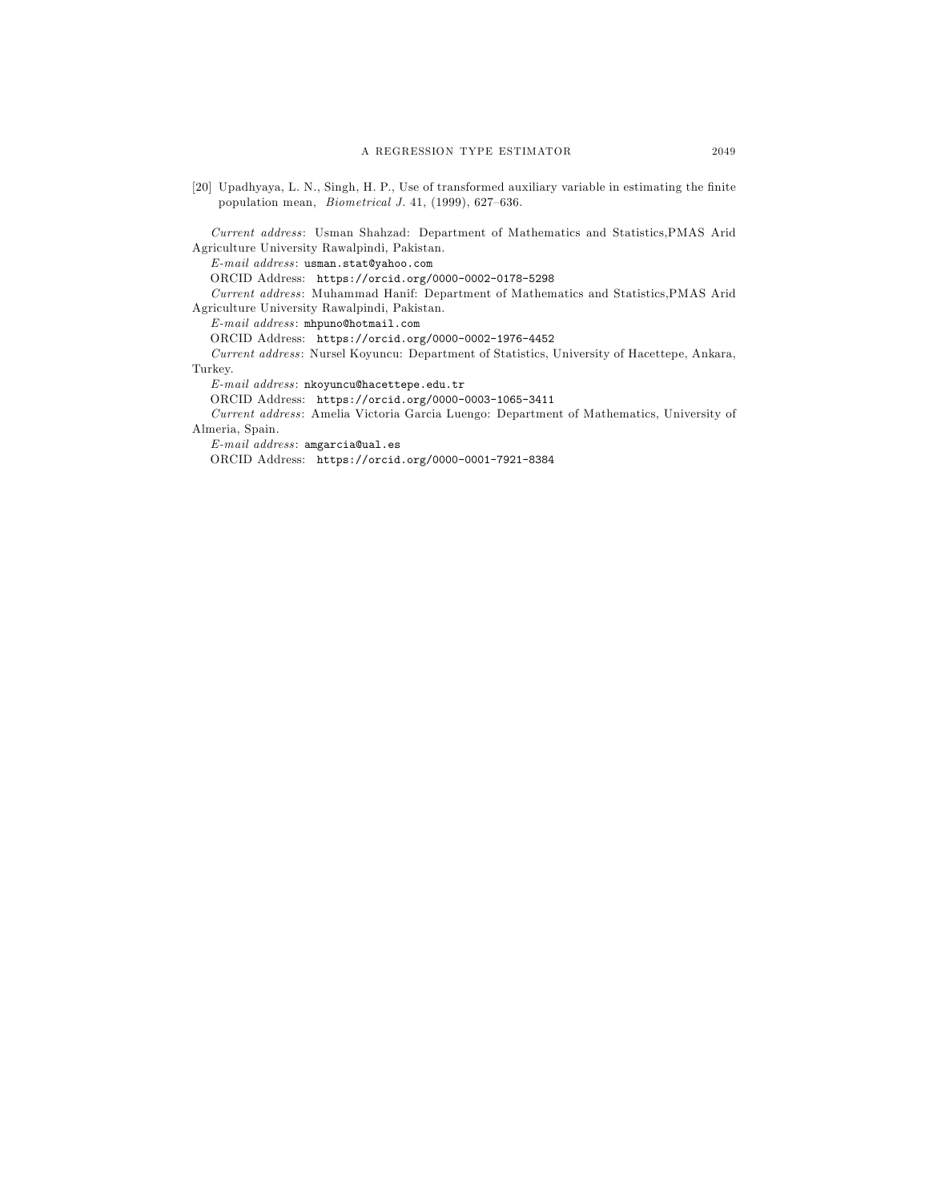[20] Upadhyaya, L. N., Singh, H. P., Use of transformed auxiliary variable in estimating the finite population mean, *Biometrical J.* 41, (1999), 627–636.

*Current address*: Usman Shahzad: Department of Mathematics and Statistics,PMAS Arid Agriculture University Rawalpindi, Pakistan.

*E-mail address*: usman.stat@yahoo.com

ORCID Address: https://orcid.org/0000-0002-0178-5298

*Current address*: Muhammad Hanif: Department of Mathematics and Statistics,PMAS Arid Agriculture University Rawalpindi, Pakistan.

*E-mail address*: mhpuno@hotmail.com

ORCID Address: https://orcid.org/0000-0002-1976-4452

*Current address*: Nursel Koyuncu: Department of Statistics, University of Hacettepe, Ankara, Turkey.

*E-mail address*: nkoyuncu@hacettepe.edu.tr

ORCID Address: https://orcid.org/0000-0003-1065-3411

*Current address*: Amelia Victoria Garcia Luengo: Department of Mathematics, University of Almeria, Spain.

*E-mail address*: amgarcia@ual.es

ORCID Address: https://orcid.org/0000-0001-7921-8384